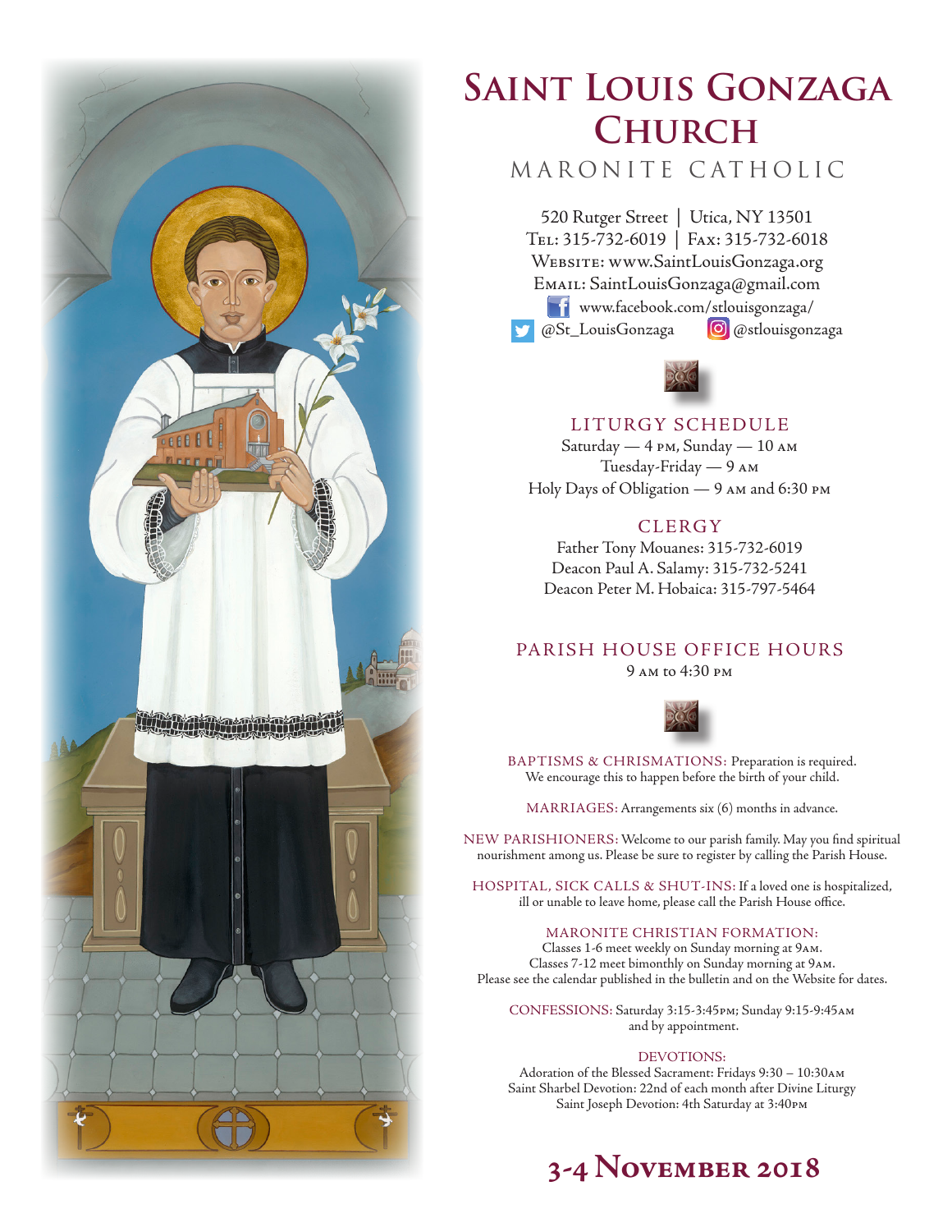# Saint Louis Gonzaga Church

## MARONITE CATHOLIC

520 Rutger Street | Utica, NY 13501
Tel: 315-732-6019 | Fax: 315-732-6018
Website: www.SaintLouisGonzaga.org
Email: SaintLouisGonzaga@gmail.com
www.facebook.com/stlouisgonzaga/
@St_LouisGonzaga @stlouisgonzaga

### LITURGY SCHEDULE

Saturday — 4 PM, Sunday — 10 AM
Tuesday-Friday — 9 AM
Holy Days of Obligation — 9 AM and 6:30 PM

### CLERGY

Father Tony Mouanes: 315-732-6019
Deacon Paul A. Salamy: 315-732-5241
Deacon Peter M. Hobaica: 315-797-5464

### PARISH HOUSE OFFICE HOURS

9 AM to 4:30 PM

BAPTISMS & CHRISMATIONS: Preparation is required. We encourage this to happen before the birth of your child.

MARRIAGES: Arrangements six (6) months in advance.

NEW PARISHIONERS: Welcome to our parish family. May you find spiritual nourishment among us. Please be sure to register by calling the Parish House.

HOSPITAL, SICK CALLS & SHUT-INS: If a loved one is hospitalized, ill or unable to leave home, please call the Parish House office.

MARONITE CHRISTIAN FORMATION:
Classes 1-6 meet weekly on Sunday morning at 9AM.
Classes 7-12 meet bimonthly on Sunday morning at 9AM.
Please see the calendar published in the bulletin and on the Website for dates.

CONFESSIONS: Saturday 3:15-3:45PM; Sunday 9:15-9:45AM and by appointment.

DEVOTIONS:
Adoration of the Blessed Sacrament: Fridays 9:30 – 10:30AM
Saint Sharbel Devotion: 22nd of each month after Divine Liturgy
Saint Joseph Devotion: 4th Saturday at 3:40PM

## 3-4 November 2018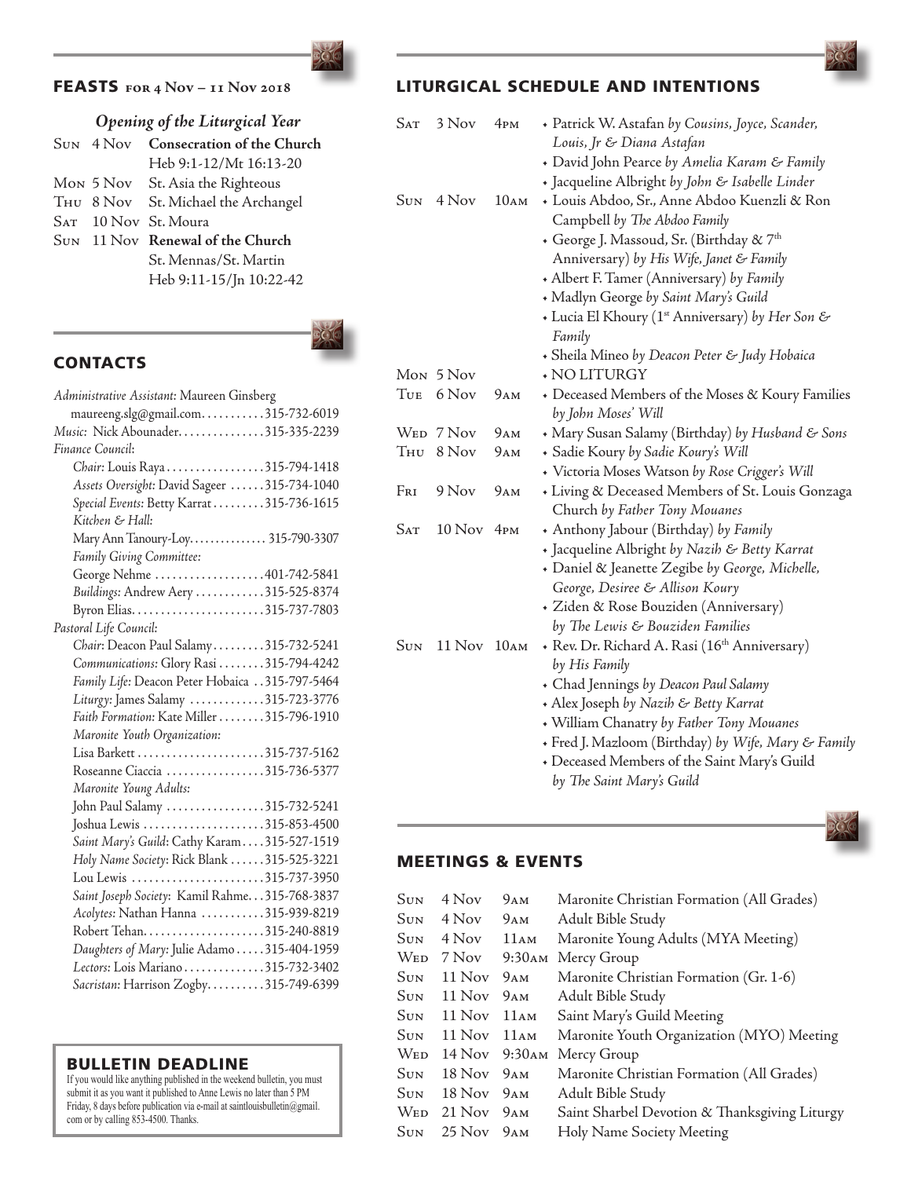## FEASTS for 4 Nov – 11 Nov 2018

*Opening of the Liturgical Year*

| | | |
|---|---|---|
| Sun | 4 Nov | **Consecration of the Church** |
| | | Heb 9:1-12/Mt 16:13-20 |
| Mon | 5 Nov | St. Asia the Righteous |
| Thu | 8 Nov | St. Michael the Archangel |
| Sat | 10 Nov | St. Moura |
| Sun | 11 Nov | **Renewal of the Church** |
| | | St. Mennas/St. Martin |
| | | Heb 9:11-15/Jn 10:22-42 |

## CONTACTS

*Administrative Assistant:* Maureen Ginsberg
maureeng.slg@gmail.com...........315-732-6019

*Music:* Nick Abounader...............315-335-2239

*Finance Council:*
- *Chair:* Louis Raya.................315-794-1418
- *Assets Oversight:* David Sageer ......315-734-1040
- *Special Events:* Betty Karrat.........315-736-1615
- *Kitchen & Hall:* Mary Ann Tanoury-Loy............... 315-790-3307
- *Family Giving Committee:* George Nehme ..................401-742-5841
- *Buildings:* Andrew Aery ............315-525-8374
- Byron Elias.......................315-737-7803

*Pastoral Life Council:*
- *Chair:* Deacon Paul Salamy.........315-732-5241
- *Communications:* Glory Rasi ........315-794-4242
- *Family Life:* Deacon Peter Hobaica ..315-797-5464
- *Liturgy:* James Salamy .............315-723-3776
- *Faith Formation:* Kate Miller ........315-796-1910
- *Maronite Youth Organization:*
  - Lisa Barkett ......................315-737-5162
  - Roseanne Ciaccia .................315-736-5377
- *Maronite Young Adults:*
  - John Paul Salamy .................315-732-5241
  - Joshua Lewis .....................315-853-4500
- *Saint Mary's Guild:* Cathy Karam....315-527-1519
- *Holy Name Society:* Rick Blank ......315-525-3221
  - Lou Lewis .......................315-737-3950
- *Saint Joseph Society:* Kamil Rahme...315-768-3837
- *Acolytes:* Nathan Hanna ...........315-939-8219
  - Robert Tehan.....................315-240-8819
- *Daughters of Mary:* Julie Adamo.....315-404-1959
- *Lectors:* Lois Mariano..............315-732-3402
- *Sacristan:* Harrison Zogby..........315-749-6399

## BULLETIN DEADLINE

If you would like anything published in the weekend bulletin, you must submit it as you want it published to Anne Lewis no later than 5 PM Friday, 8 days before publication via e-mail at saintlouisbulletin@gmail.com or by calling 853-4500. Thanks.

## LITURGICAL SCHEDULE AND INTENTIONS

| | | | |
|---|---|---|---|
| Sat | 3 Nov | 4pm | ✦ Patrick W. Astafan *by Cousins, Joyce, Scander, Louis, Jr & Diana Astafan* |
| | | | ✦ David John Pearce *by Amelia Karam & Family* |
| | | | ✦ Jacqueline Albright *by John & Isabelle Linder* |
| Sun | 4 Nov | 10am | ✦ Louis Abdoo, Sr., Anne Abdoo Kuenzli & Ron Campbell *by The Abdoo Family* |
| | | | ✦ George J. Massoud, Sr. (Birthday & 7th Anniversary) *by His Wife, Janet & Family* |
| | | | ✦ Albert F. Tamer (Anniversary) *by Family* |
| | | | ✦ Madlyn George *by Saint Mary's Guild* |
| | | | ✦ Lucia El Khoury (1st Anniversary) *by Her Son & Family* |
| | | | ✦ Sheila Mineo *by Deacon Peter & Judy Hobaica* |
| Mon | 5 Nov | | ✦ NO LITURGY |
| Tue | 6 Nov | 9am | ✦ Deceased Members of the Moses & Koury Families *by John Moses' Will* |
| Wed | 7 Nov | 9am | ✦ Mary Susan Salamy (Birthday) *by Husband & Sons* |
| Thu | 8 Nov | 9am | ✦ Sadie Koury *by Sadie Koury's Will* |
| | | | ✦ Victoria Moses Watson *by Rose Crigger's Will* |
| Fri | 9 Nov | 9am | ✦ Living & Deceased Members of St. Louis Gonzaga Church *by Father Tony Mouanes* |
| Sat | 10 Nov | 4pm | ✦ Anthony Jabour (Birthday) *by Family* |
| | | | ✦ Jacqueline Albright *by Nazih & Betty Karrat* |
| | | | ✦ Daniel & Jeanette Zegibe *by George, Michelle, George, Desiree & Allison Koury* |
| | | | ✦ Ziden & Rose Bouziden (Anniversary) *by The Lewis & Bouziden Families* |
| Sun | 11 Nov | 10am | ✦ Rev. Dr. Richard A. Rasi (16th Anniversary) *by His Family* |
| | | | ✦ Chad Jennings *by Deacon Paul Salamy* |
| | | | ✦ Alex Joseph *by Nazih & Betty Karrat* |
| | | | ✦ William Chanatry *by Father Tony Mouanes* |
| | | | ✦ Fred J. Mazloom (Birthday) *by Wife, Mary & Family* |
| | | | ✦ Deceased Members of the Saint Mary's Guild *by The Saint Mary's Guild* |

## MEETINGS & EVENTS

| | | | |
|---|---|---|---|
| Sun | 4 Nov | 9am | Maronite Christian Formation (All Grades) |
| Sun | 4 Nov | 9am | Adult Bible Study |
| Sun | 4 Nov | 11am | Maronite Young Adults (MYA Meeting) |
| Wed | 7 Nov | 9:30am | Mercy Group |
| Sun | 11 Nov | 9am | Maronite Christian Formation (Gr. 1-6) |
| Sun | 11 Nov | 9am | Adult Bible Study |
| Sun | 11 Nov | 11am | Saint Mary's Guild Meeting |
| Sun | 11 Nov | 11am | Maronite Youth Organization (MYO) Meeting |
| Wed | 14 Nov | 9:30am | Mercy Group |
| Sun | 18 Nov | 9am | Maronite Christian Formation (All Grades) |
| Sun | 18 Nov | 9am | Adult Bible Study |
| Wed | 21 Nov | 9am | Saint Sharbel Devotion & Thanksgiving Liturgy |
| Sun | 25 Nov | 9am | Holy Name Society Meeting |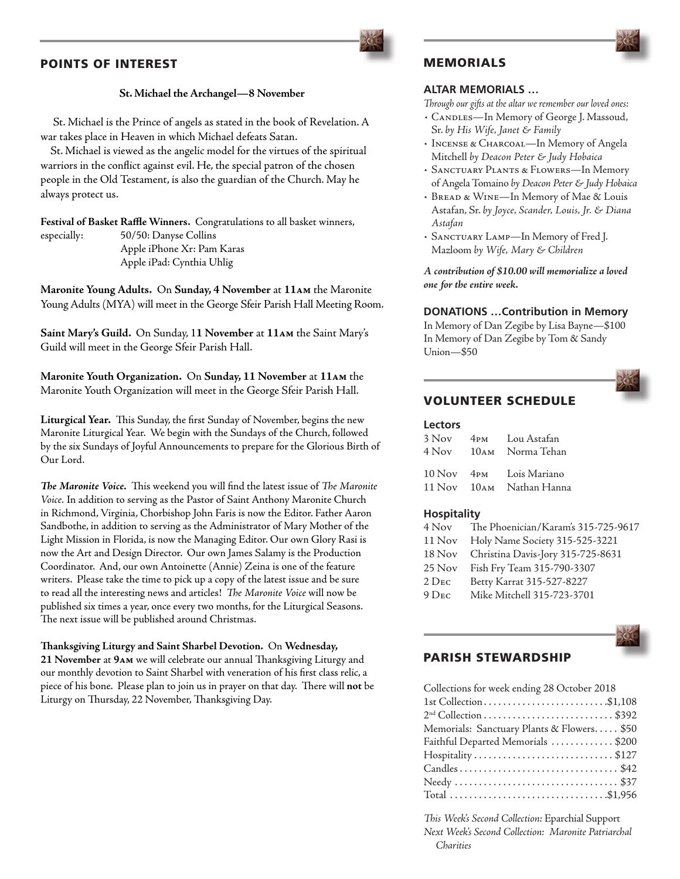## POINTS OF INTEREST

**St. Michael the Archangel—8 November**

St. Michael is the Prince of angels as stated in the book of Revelation. A war takes place in Heaven in which Michael defeats Satan.

St. Michael is viewed as the angelic model for the virtues of the spiritual warriors in the conflict against evil. He, the special patron of the chosen people in the Old Testament, is also the guardian of the Church. May he always protect us.

**Festival of Basket Raffle Winners.** Congratulations to all basket winners, especially:

50/50: Danyse Collins
Apple iPhone Xr: Pam Karas
Apple iPad: Cynthia Uhlig

**Maronite Young Adults.** On **Sunday, 4 November** at **11AM** the Maronite Young Adults (MYA) will meet in the George Sfeir Parish Hall Meeting Room.

**Saint Mary's Guild.** On Sunday, 1**1 November** at **11AM** the Saint Mary's Guild will meet in the George Sfeir Parish Hall.

**Maronite Youth Organization.** On **Sunday, 11 November** at **11AM** the Maronite Youth Organization will meet in the George Sfeir Parish Hall.

**Liturgical Year.** This Sunday, the first Sunday of November, begins the new Maronite Liturgical Year. We begin with the Sundays of the Church, followed by the six Sundays of Joyful Announcements to prepare for the Glorious Birth of Our Lord.

***The Maronite Voice.*** This weekend you will find the latest issue of *The Maronite Voice*. In addition to serving as the Pastor of Saint Anthony Maronite Church in Richmond, Virginia, Chorbishop John Faris is now the Editor. Father Aaron Sandbothe, in addition to serving as the Administrator of Mary Mother of the Light Mission in Florida, is now the Managing Editor. Our own Glory Rasi is now the Art and Design Director. Our own James Salamy is the Production Coordinator. And, our own Antoinette (Annie) Zeina is one of the feature writers. Please take the time to pick up a copy of the latest issue and be sure to read all the interesting news and articles! *The Maronite Voice* will now be published six times a year, once every two months, for the Liturgical Seasons. The next issue will be published around Christmas.

**Thanksgiving Liturgy and Saint Sharbel Devotion.** On **Wednesday, 21 November** at **9AM** we will celebrate our annual Thanksgiving Liturgy and our monthly devotion to Saint Sharbel with veneration of his first class relic, a piece of his bone. Please plan to join us in prayer on that day. There will **not** be Liturgy on Thursday, 22 November, Thanksgiving Day.

## MEMORIALS

### ALTAR MEMORIALS …

*Through our gifts at the altar we remember our loved ones:*

- CANDLES—In Memory of George J. Massoud, Sr. *by His Wife, Janet & Family*
- INCENSE & CHARCOAL—In Memory of Angela Mitchell *by Deacon Peter & Judy Hobaica*
- SANCTUARY PLANTS & FLOWERS—In Memory of Angela Tomaino *by Deacon Peter & Judy Hobaica*
- BREAD & WINE—In Memory of Mae & Louis Astafan, Sr. *by Joyce, Scander, Louis, Jr. & Diana Astafan*
- SANCTUARY LAMP—In Memory of Fred J. Mazloom *by Wife, Mary & Children*

***A contribution of $10.00 will memorialize a loved one for the entire week.***

### DONATIONS …Contribution in Memory

In Memory of Dan Zegibe by Lisa Bayne—$100
In Memory of Dan Zegibe by Tom & Sandy Union—$50

## VOLUNTEER SCHEDULE

### Lectors

| | | |
|---|---|---|
| 3 Nov | 4PM | Lou Astafan |
| 4 Nov | 10AM | Norma Tehan |
| 10 Nov | 4PM | Lois Mariano |
| 11 Nov | 10AM | Nathan Hanna |

### Hospitality

| | |
|---|---|
| 4 Nov | The Phoenician/Karam's 315-725-9617 |
| 11 Nov | Holy Name Society 315-525-3221 |
| 18 Nov | Christina Davis-Jory 315-725-8631 |
| 25 Nov | Fish Fry Team 315-790-3307 |
| 2 DEC | Betty Karrat 315-527-8227 |
| 9 DEC | Mike Mitchell 315-723-3701 |

## PARISH STEWARDSHIP

Collections for week ending 28 October 2018

| | |
|---|---|
| 1st Collection | $1,108 |
| 2nd Collection | $392 |
| Memorials: Sanctuary Plants & Flowers | $50 |
| Faithful Departed Memorials | $200 |
| Hospitality | $127 |
| Candles | $42 |
| Needy | $37 |
| Total | $1,956 |

*This Week's Second Collection:* Eparchial Support
*Next Week's Second Collection: Maronite Patriarchal Charities*